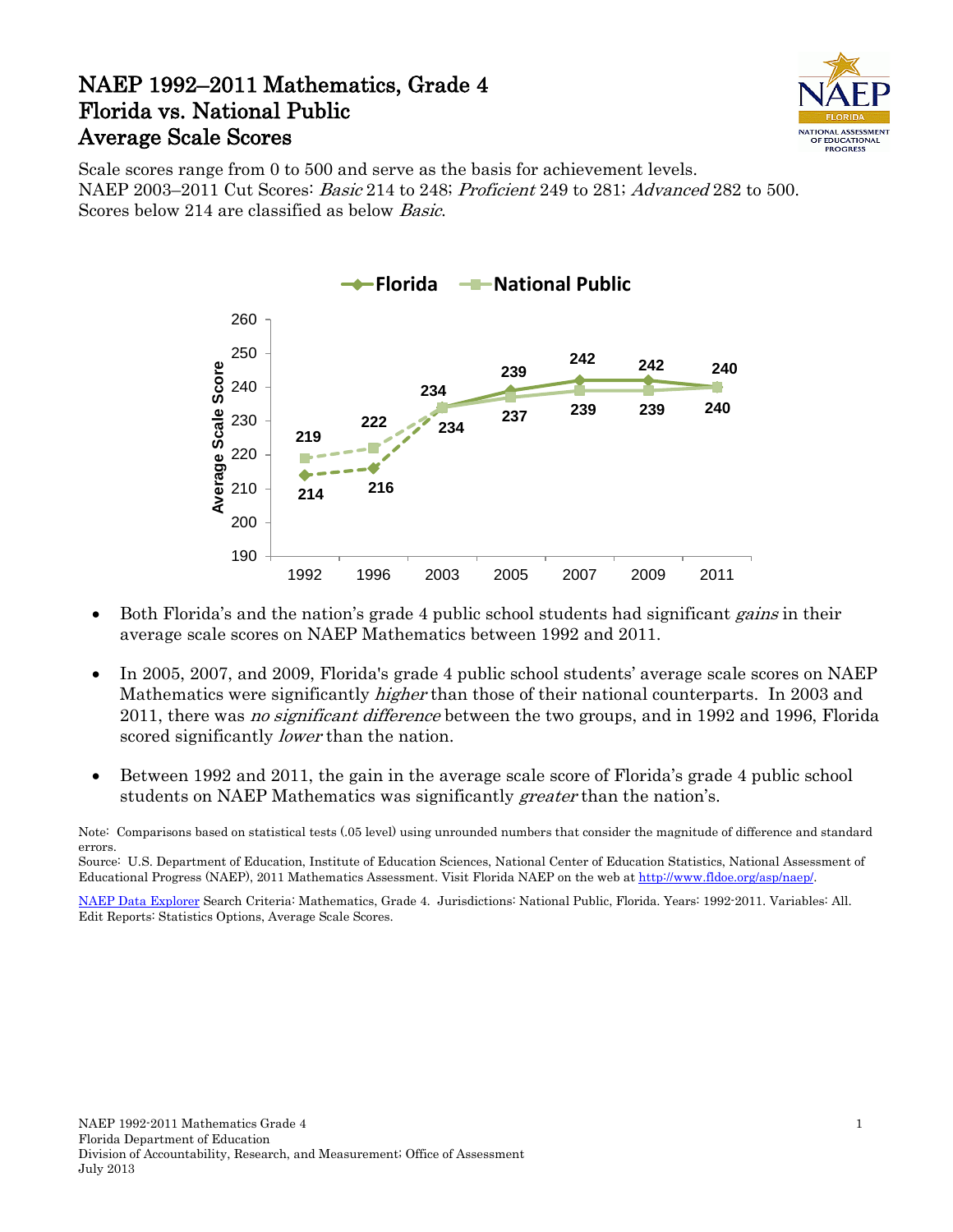# NAEP 1992–2011 Mathematics, Grade 4
# Florida vs. National Public
# Average Scale Scores

Scale scores range from 0 to 500 and serve as the basis for achievement levels.
NAEP 2003–2011 Cut Scores: *Basic* 214 to 248; *Proficient* 249 to 281; *Advanced* 282 to 500.
Scores below 214 are classified as below *Basic*.

| Year | Florida | National Public |
|---|---|---|
| 1992 | 214 | 219 |
| 1996 | 216 | 222 |
| 2003 | 234 | 234 |
| 2005 | 239 | 237 |
| 2007 | 242 | 239 |
| 2009 | 242 | 239 |
| 2011 | 240 | 240 |

- Both Florida's and the nation's grade 4 public school students had significant *gains* in their average scale scores on NAEP Mathematics between 1992 and 2011.

- In 2005, 2007, and 2009, Florida's grade 4 public school students' average scale scores on NAEP Mathematics were significantly *higher* than those of their national counterparts. In 2003 and 2011, there was *no significant difference* between the two groups, and in 1992 and 1996, Florida scored significantly *lower* than the nation.

- Between 1992 and 2011, the gain in the average scale score of Florida's grade 4 public school students on NAEP Mathematics was significantly *greater* than the nation's.

Note: Comparisons based on statistical tests (.05 level) using unrounded numbers that consider the magnitude of difference and standard errors.
Source: U.S. Department of Education, Institute of Education Sciences, National Center of Education Statistics, National Assessment of Educational Progress (NAEP), 2011 Mathematics Assessment. Visit Florida NAEP on the web at http://www.fldoe.org/asp/naep/.

NAEP Data Explorer Search Criteria: Mathematics, Grade 4. Jurisdictions: National Public, Florida. Years: 1992-2011. Variables: All. Edit Reports: Statistics Options, Average Scale Scores.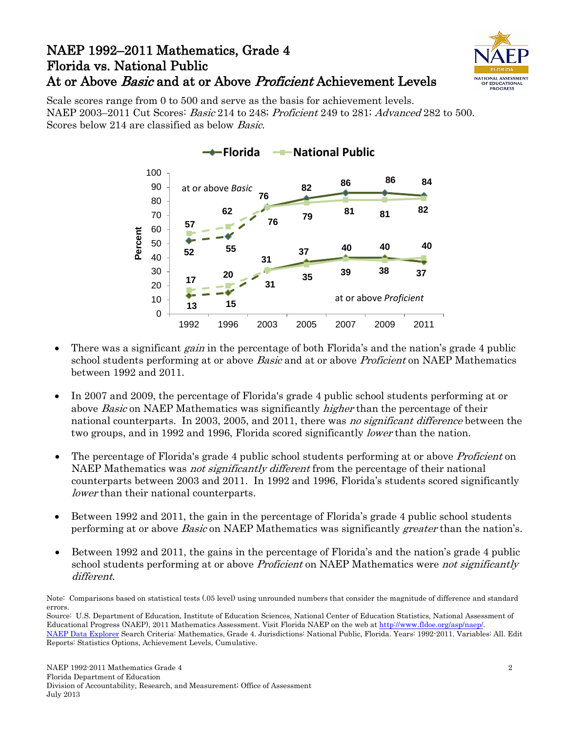# NAEP 1992–2011 Mathematics, Grade 4
# Florida vs. National Public
# At or Above *Basic* and at or Above *Proficient* Achievement Levels

Scale scores range from 0 to 500 and serve as the basis for achievement levels.
NAEP 2003–2011 Cut Scores: *Basic* 214 to 248; *Proficient* 249 to 281; *Advanced* 282 to 500.
Scores below 214 are classified as below *Basic*.

Florida National Public

Percent

at or above *Basic*

57 62 76 82 86 86 84

52 55 76 79 81 81 82

at or above *Proficient*

17 20 31 37 40 40 40

13 15 31 35 39 38 37

1992 1996 2003 2005 2007 2009 2011

- There was a significant *gain* in the percentage of both Florida's and the nation's grade 4 public school students performing at or above *Basic* and at or above *Proficient* on NAEP Mathematics between 1992 and 2011.

- In 2007 and 2009, the percentage of Florida's grade 4 public school students performing at or above *Basic* on NAEP Mathematics was significantly *higher* than the percentage of their national counterparts. In 2003, 2005, and 2011, there was *no significant difference* between the two groups, and in 1992 and 1996, Florida scored significantly *lower* than the nation.

- The percentage of Florida's grade 4 public school students performing at or above *Proficient* on NAEP Mathematics was *not significantly different* from the percentage of their national counterparts between 2003 and 2011. In 1992 and 1996, Florida's students scored significantly *lower* than their national counterparts.

- Between 1992 and 2011, the gain in the percentage of Florida's grade 4 public school students performing at or above *Basic* on NAEP Mathematics was significantly *greater* than the nation's.

- Between 1992 and 2011, the gains in the percentage of Florida's and the nation's grade 4 public school students performing at or above *Proficient* on NAEP Mathematics were *not significantly different*.

Note: Comparisons based on statistical tests (.05 level) using unrounded numbers that consider the magnitude of difference and standard errors.
Source: U.S. Department of Education, Institute of Education Sciences, National Center of Education Statistics, National Assessment of Educational Progress (NAEP), 2011 Mathematics Assessment. Visit Florida NAEP on the web at http://www.fldoe.org/asp/naep/.
NAEP Data Explorer Search Criteria: Mathematics, Grade 4. Jurisdictions: National Public, Florida. Years: 1992-2011. Variables: All. Edit Reports: Statistics Options, Achievement Levels, Cumulative.

NAEP 1992-2011 Mathematics Grade 4
Florida Department of Education
Division of Accountability, Research, and Measurement; Office of Assessment
July 2013